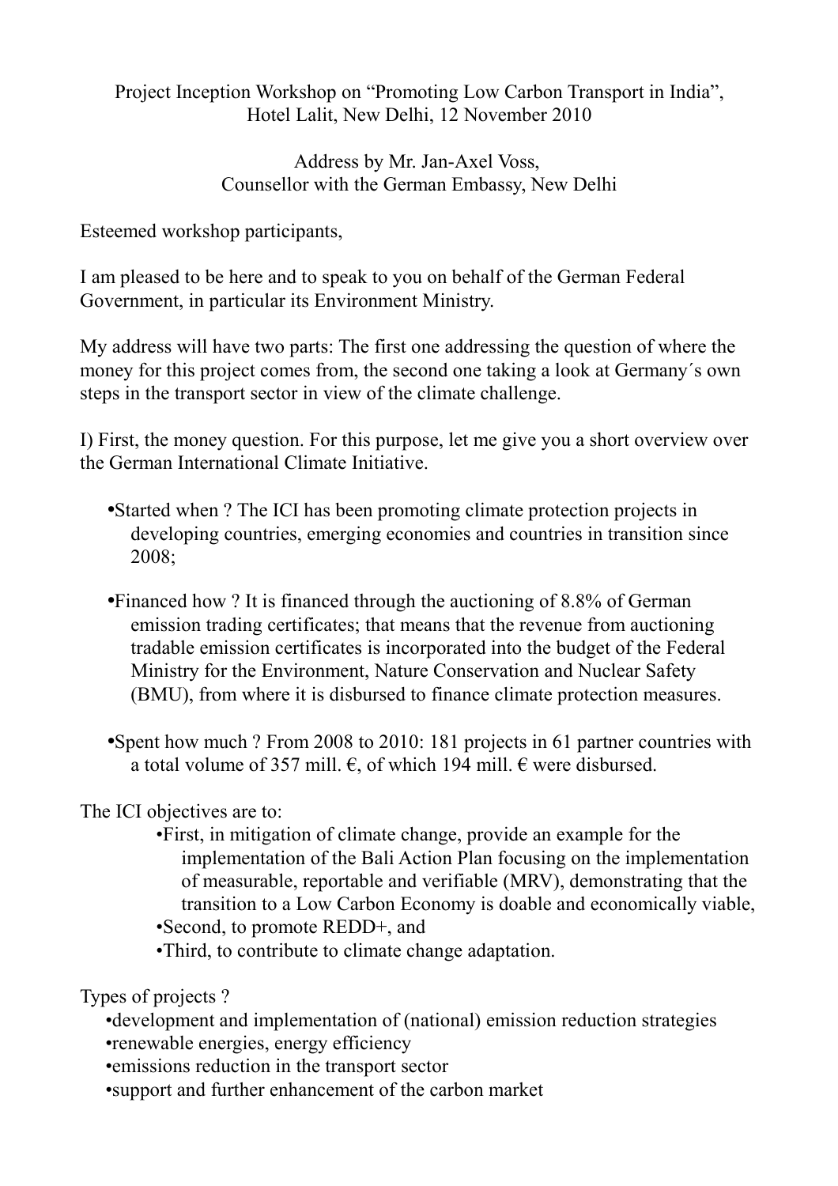Project Inception Workshop on "Promoting Low Carbon Transport in India", Hotel Lalit, New Delhi, 12 November 2010

Address by Mr. Jan-Axel Voss,
Counsellor with the German Embassy, New Delhi

Esteemed workshop participants,

I am pleased to be here and to speak to you on behalf of the German Federal Government, in particular its Environment Ministry.

My address will have two parts: The first one addressing the question of where the money for this project comes from, the second one taking a look at Germany´s own steps in the transport sector in view of the climate challenge.

I) First, the money question. For this purpose, let me give you a short overview over the German International Climate Initiative.

- Started when ? The ICI has been promoting climate protection projects in developing countries, emerging economies and countries in transition since 2008;
- Financed how ? It is financed through the auctioning of 8.8% of German emission trading certificates; that means that the revenue from auctioning tradable emission certificates is incorporated into the budget of the Federal Ministry for the Environment, Nature Conservation and Nuclear Safety (BMU), from where it is disbursed to finance climate protection measures.
- Spent how much ? From 2008 to 2010: 181 projects in 61 partner countries with a total volume of 357 mill. €, of which 194 mill. € were disbursed.

The ICI objectives are to:

- First, in mitigation of climate change, provide an example for the implementation of the Bali Action Plan focusing on the implementation of measurable, reportable and verifiable (MRV), demonstrating that the transition to a Low Carbon Economy is doable and economically viable,
- Second, to promote REDD+, and
- Third, to contribute to climate change adaptation.

Types of projects ?

- development and implementation of (national) emission reduction strategies
- renewable energies, energy efficiency
- emissions reduction in the transport sector
- support and further enhancement of the carbon market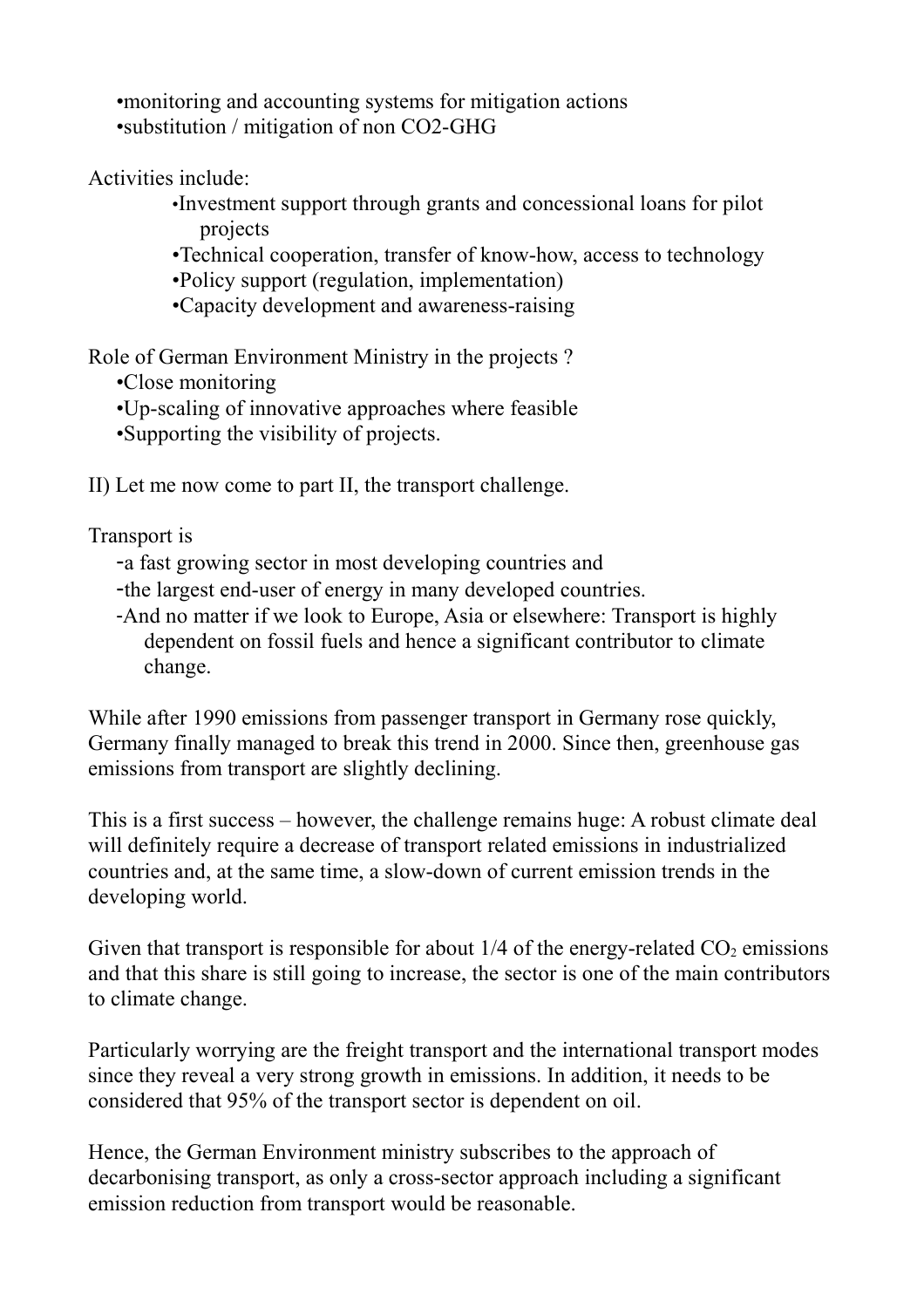- monitoring and accounting systems for mitigation actions
- substitution / mitigation of non CO2-GHG

Activities include:

- Investment support through grants and concessional loans for pilot projects
- Technical cooperation, transfer of know-how, access to technology
- Policy support (regulation, implementation)
- Capacity development and awareness-raising

Role of German Environment Ministry in the projects ?

- Close monitoring
- Up-scaling of innovative approaches where feasible
- Supporting the visibility of projects.

II) Let me now come to part II, the transport challenge.

Transport is

- a fast growing sector in most developing countries and
- the largest end-user of energy in many developed countries.
- And no matter if we look to Europe, Asia or elsewhere: Transport is highly dependent on fossil fuels and hence a significant contributor to climate change.

While after 1990 emissions from passenger transport in Germany rose quickly, Germany finally managed to break this trend in 2000. Since then, greenhouse gas emissions from transport are slightly declining.

This is a first success – however, the challenge remains huge: A robust climate deal will definitely require a decrease of transport related emissions in industrialized countries and, at the same time, a slow-down of current emission trends in the developing world.

Given that transport is responsible for about 1/4 of the energy-related $CO_2$ emissions and that this share is still going to increase, the sector is one of the main contributors to climate change.

Particularly worrying are the freight transport and the international transport modes since they reveal a very strong growth in emissions. In addition, it needs to be considered that 95% of the transport sector is dependent on oil.

Hence, the German Environment ministry subscribes to the approach of decarbonising transport, as only a cross-sector approach including a significant emission reduction from transport would be reasonable.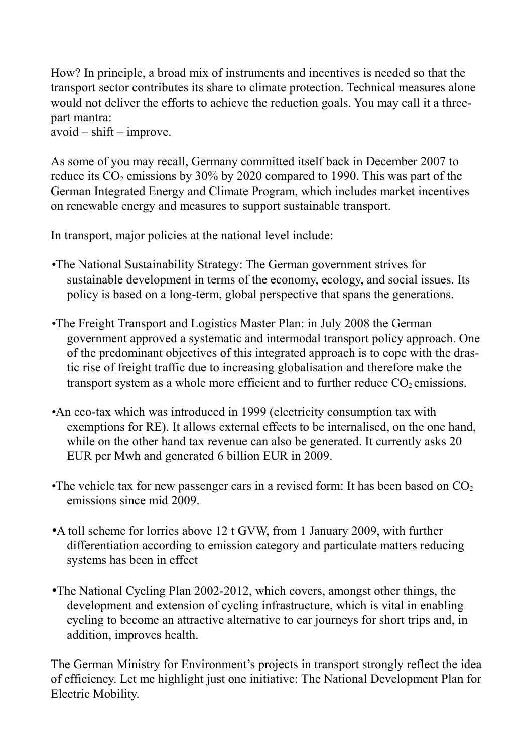How? In principle, a broad mix of instruments and incentives is needed so that the transport sector contributes its share to climate protection. Technical measures alone would not deliver the efforts to achieve the reduction goals. You may call it a three-part mantra:
avoid – shift – improve.

As some of you may recall, Germany committed itself back in December 2007 to reduce its $CO_2$ emissions by 30% by 2020 compared to 1990. This was part of the German Integrated Energy and Climate Program, which includes market incentives on renewable energy and measures to support sustainable transport.

In transport, major policies at the national level include:

- The National Sustainability Strategy: The German government strives for sustainable development in terms of the economy, ecology, and social issues. Its policy is based on a long-term, global perspective that spans the generations.

- The Freight Transport and Logistics Master Plan: in July 2008 the German government approved a systematic and intermodal transport policy approach. One of the predominant objectives of this integrated approach is to cope with the drastic rise of freight traffic due to increasing globalisation and therefore make the transport system as a whole more efficient and to further reduce $CO_2$ emissions.

- An eco-tax which was introduced in 1999 (electricity consumption tax with exemptions for RE). It allows external effects to be internalised, on the one hand, while on the other hand tax revenue can also be generated. It currently asks 20 EUR per Mwh and generated 6 billion EUR in 2009.

- The vehicle tax for new passenger cars in a revised form: It has been based on $CO_2$ emissions since mid 2009.

- A toll scheme for lorries above 12 t GVW, from 1 January 2009, with further differentiation according to emission category and particulate matters reducing systems has been in effect

- The National Cycling Plan 2002-2012, which covers, amongst other things, the development and extension of cycling infrastructure, which is vital in enabling cycling to become an attractive alternative to car journeys for short trips and, in addition, improves health.

The German Ministry for Environment's projects in transport strongly reflect the idea of efficiency. Let me highlight just one initiative: The National Development Plan for Electric Mobility.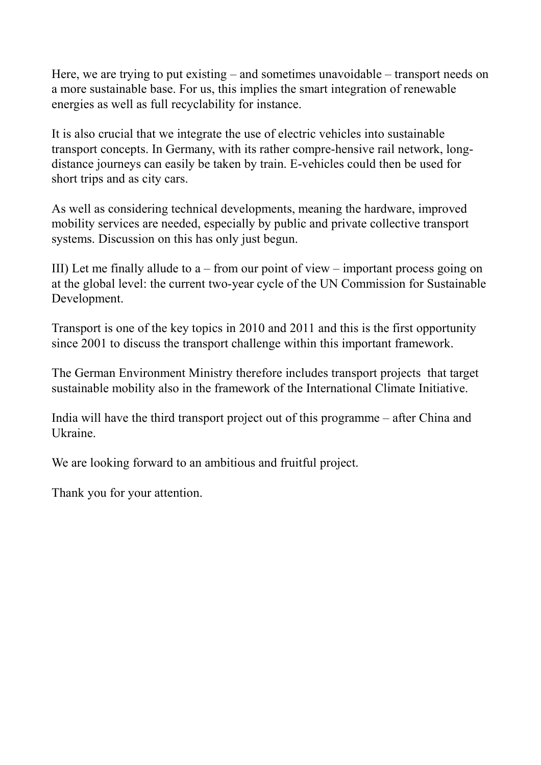Here, we are trying to put existing – and sometimes unavoidable – transport needs on a more sustainable base. For us, this implies the smart integration of renewable energies as well as full recyclability for instance.

It is also crucial that we integrate the use of electric vehicles into sustainable transport concepts. In Germany, with its rather compre-hensive rail network, long-distance journeys can easily be taken by train. E-vehicles could then be used for short trips and as city cars.

As well as considering technical developments, meaning the hardware, improved mobility services are needed, especially by public and private collective transport systems. Discussion on this has only just begun.

III) Let me finally allude to a – from our point of view – important process going on at the global level: the current two-year cycle of the UN Commission for Sustainable Development.

Transport is one of the key topics in 2010 and 2011 and this is the first opportunity since 2001 to discuss the transport challenge within this important framework.

The German Environment Ministry therefore includes transport projects that target sustainable mobility also in the framework of the International Climate Initiative.

India will have the third transport project out of this programme – after China and Ukraine.

We are looking forward to an ambitious and fruitful project.

Thank you for your attention.